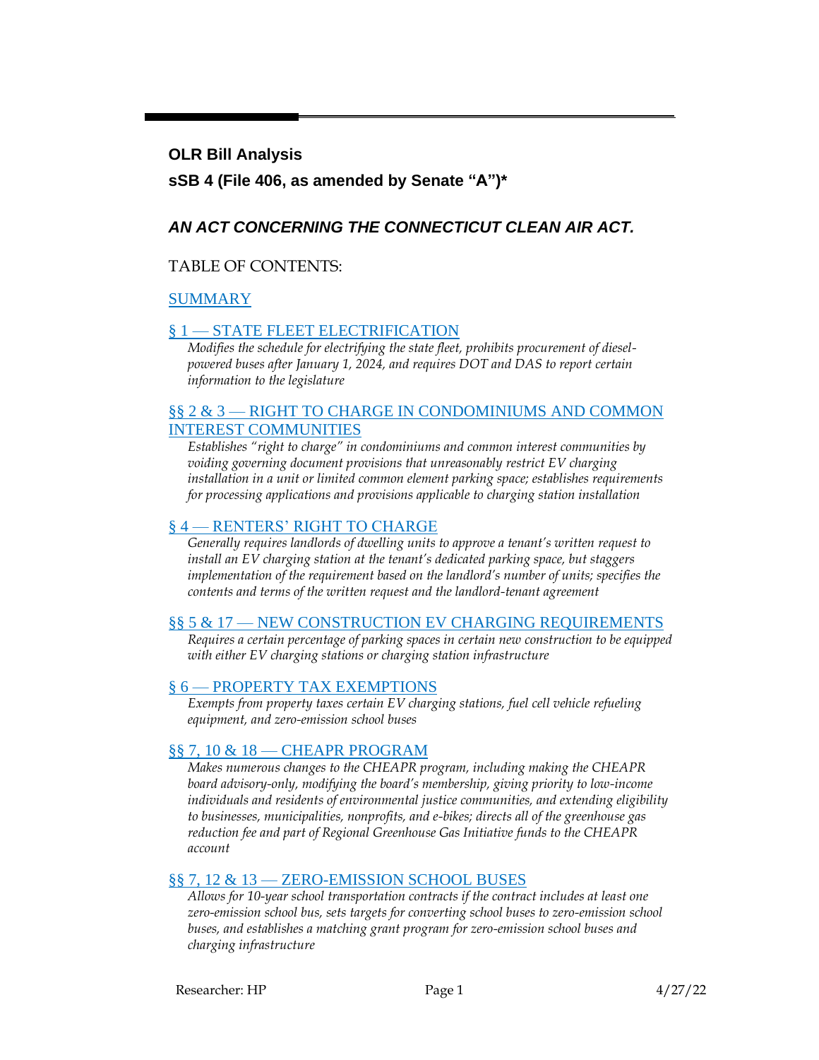**OLR Bill Analysis**

**sSB 4 (File 406, as amended by Senate "A")***

## *AN ACT CONCERNING THE CONNECTICUT CLEAN AIR ACT.*

TABLE OF CONTENTS:

SUMMARY

§ 1 — STATE FLEET ELECTRIFICATION

*Modifies the schedule for electrifying the state fleet, prohibits procurement of diesel-powered buses after January 1, 2024, and requires DOT and DAS to report certain information to the legislature*

§§ 2 & 3 — RIGHT TO CHARGE IN CONDOMINIUMS AND COMMON INTEREST COMMUNITIES

*Establishes "right to charge" in condominiums and common interest communities by voiding governing document provisions that unreasonably restrict EV charging installation in a unit or limited common element parking space; establishes requirements for processing applications and provisions applicable to charging station installation*

§ 4 — RENTERS' RIGHT TO CHARGE

*Generally requires landlords of dwelling units to approve a tenant's written request to install an EV charging station at the tenant's dedicated parking space, but staggers implementation of the requirement based on the landlord's number of units; specifies the contents and terms of the written request and the landlord-tenant agreement*

§§ 5 & 17 — NEW CONSTRUCTION EV CHARGING REQUIREMENTS

*Requires a certain percentage of parking spaces in certain new construction to be equipped with either EV charging stations or charging station infrastructure*

§ 6 — PROPERTY TAX EXEMPTIONS

*Exempts from property taxes certain EV charging stations, fuel cell vehicle refueling equipment, and zero-emission school buses*

§§ 7, 10 & 18 — CHEAPR PROGRAM

*Makes numerous changes to the CHEAPR program, including making the CHEAPR board advisory-only, modifying the board's membership, giving priority to low-income individuals and residents of environmental justice communities, and extending eligibility to businesses, municipalities, nonprofits, and e-bikes; directs all of the greenhouse gas reduction fee and part of Regional Greenhouse Gas Initiative funds to the CHEAPR account*

§§ 7, 12 & 13 — ZERO-EMISSION SCHOOL BUSES

*Allows for 10-year school transportation contracts if the contract includes at least one zero-emission school bus, sets targets for converting school buses to zero-emission school buses, and establishes a matching grant program for zero-emission school buses and charging infrastructure*

Researcher: HP 4/27/22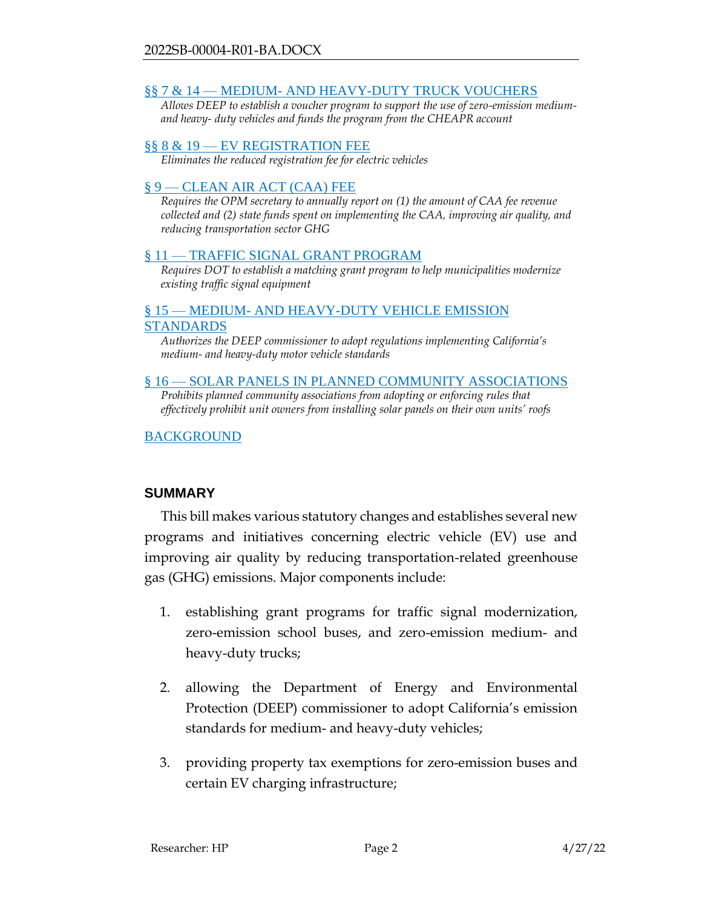§§ 7 & 14 — MEDIUM- AND HEAVY-DUTY TRUCK VOUCHERS

*Allows DEEP to establish a voucher program to support the use of zero-emission medium- and heavy- duty vehicles and funds the program from the CHEAPR account*

§§ 8 & 19 — EV REGISTRATION FEE

*Eliminates the reduced registration fee for electric vehicles*

§ 9 — CLEAN AIR ACT (CAA) FEE

*Requires the OPM secretary to annually report on (1) the amount of CAA fee revenue collected and (2) state funds spent on implementing the CAA, improving air quality, and reducing transportation sector GHG*

§ 11 — TRAFFIC SIGNAL GRANT PROGRAM

*Requires DOT to establish a matching grant program to help municipalities modernize existing traffic signal equipment*

§ 15 — MEDIUM- AND HEAVY-DUTY VEHICLE EMISSION STANDARDS

*Authorizes the DEEP commissioner to adopt regulations implementing California's medium- and heavy-duty motor vehicle standards*

§ 16 — SOLAR PANELS IN PLANNED COMMUNITY ASSOCIATIONS

*Prohibits planned community associations from adopting or enforcing rules that effectively prohibit unit owners from installing solar panels on their own units' roofs*

BACKGROUND

## SUMMARY

This bill makes various statutory changes and establishes several new programs and initiatives concerning electric vehicle (EV) use and improving air quality by reducing transportation-related greenhouse gas (GHG) emissions. Major components include:

1. establishing grant programs for traffic signal modernization, zero-emission school buses, and zero-emission medium- and heavy-duty trucks;
2. allowing the Department of Energy and Environmental Protection (DEEP) commissioner to adopt California's emission standards for medium- and heavy-duty vehicles;
3. providing property tax exemptions for zero-emission buses and certain EV charging infrastructure;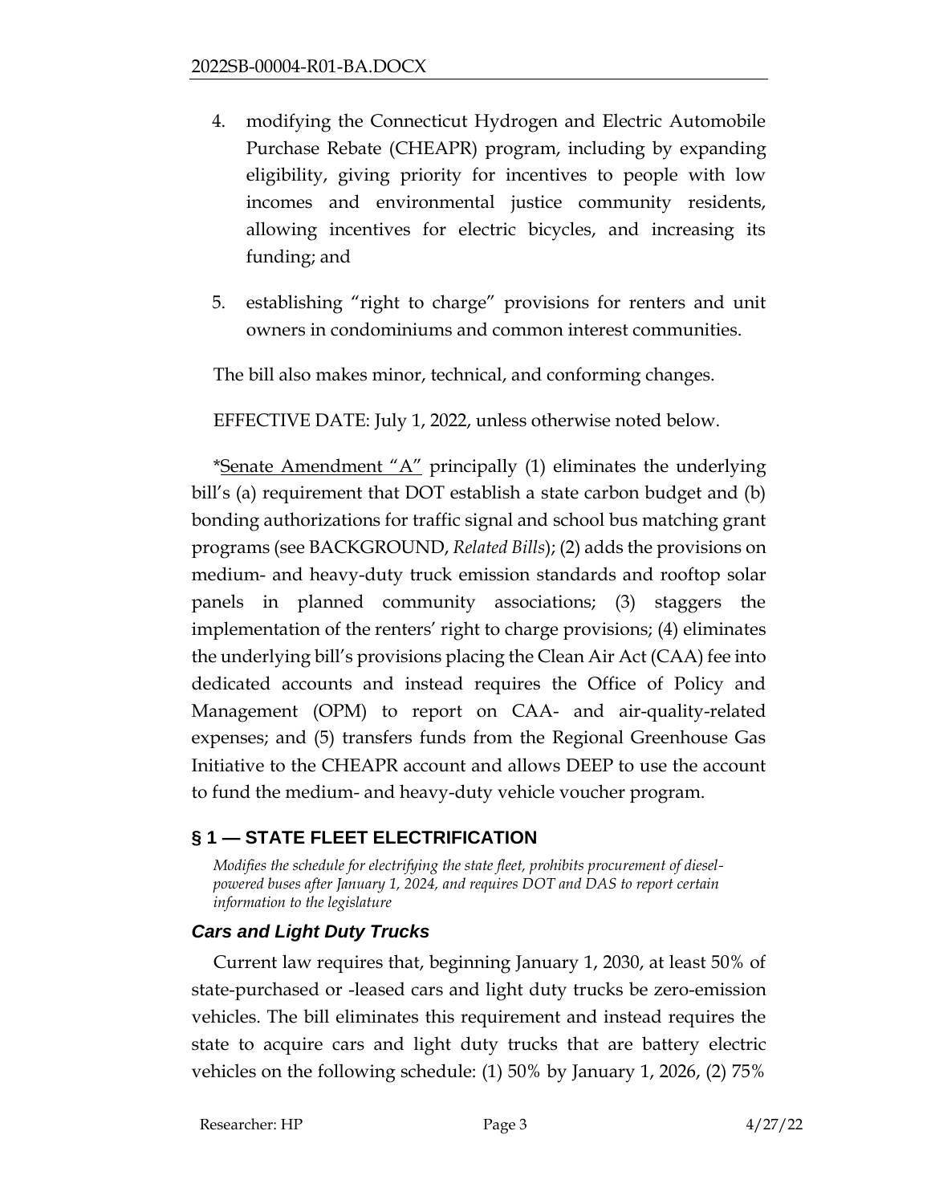4. modifying the Connecticut Hydrogen and Electric Automobile Purchase Rebate (CHEAPR) program, including by expanding eligibility, giving priority for incentives to people with low incomes and environmental justice community residents, allowing incentives for electric bicycles, and increasing its funding; and

5. establishing "right to charge" provisions for renters and unit owners in condominiums and common interest communities.

The bill also makes minor, technical, and conforming changes.

EFFECTIVE DATE: July 1, 2022, unless otherwise noted below.

*Senate Amendment "A" principally (1) eliminates the underlying bill's (a) requirement that DOT establish a state carbon budget and (b) bonding authorizations for traffic signal and school bus matching grant programs (see BACKGROUND, *Related Bills*); (2) adds the provisions on medium- and heavy-duty truck emission standards and rooftop solar panels in planned community associations; (3) staggers the implementation of the renters' right to charge provisions; (4) eliminates the underlying bill's provisions placing the Clean Air Act (CAA) fee into dedicated accounts and instead requires the Office of Policy and Management (OPM) to report on CAA- and air-quality-related expenses; and (5) transfers funds from the Regional Greenhouse Gas Initiative to the CHEAPR account and allows DEEP to use the account to fund the medium- and heavy-duty vehicle voucher program.

## § 1 — STATE FLEET ELECTRIFICATION

*Modifies the schedule for electrifying the state fleet, prohibits procurement of diesel-powered buses after January 1, 2024, and requires DOT and DAS to report certain information to the legislature*

### *Cars and Light Duty Trucks*

Current law requires that, beginning January 1, 2030, at least 50% of state-purchased or -leased cars and light duty trucks be zero-emission vehicles. The bill eliminates this requirement and instead requires the state to acquire cars and light duty trucks that are battery electric vehicles on the following schedule: (1) 50% by January 1, 2026, (2) 75%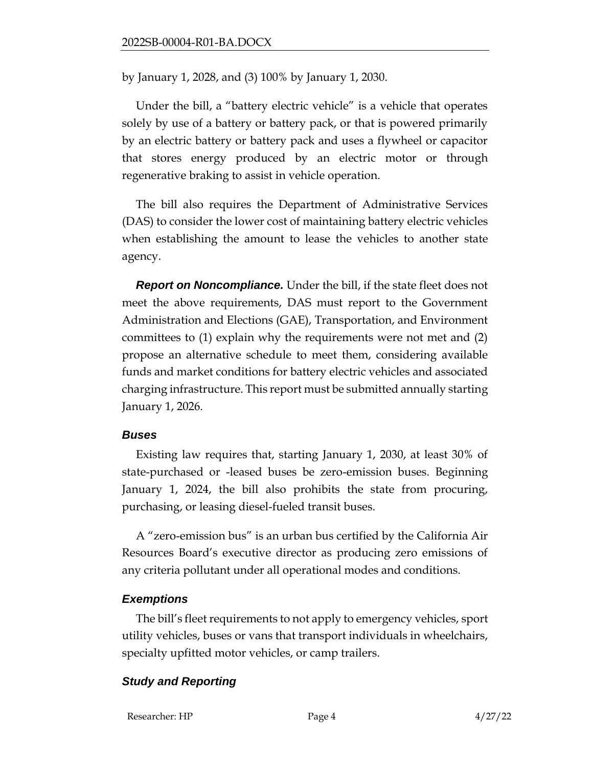by January 1, 2028, and (3) 100% by January 1, 2030.

Under the bill, a "battery electric vehicle" is a vehicle that operates solely by use of a battery or battery pack, or that is powered primarily by an electric battery or battery pack and uses a flywheel or capacitor that stores energy produced by an electric motor or through regenerative braking to assist in vehicle operation.

The bill also requires the Department of Administrative Services (DAS) to consider the lower cost of maintaining battery electric vehicles when establishing the amount to lease the vehicles to another state agency.

***Report on Noncompliance.*** Under the bill, if the state fleet does not meet the above requirements, DAS must report to the Government Administration and Elections (GAE), Transportation, and Environment committees to (1) explain why the requirements were not met and (2) propose an alternative schedule to meet them, considering available funds and market conditions for battery electric vehicles and associated charging infrastructure. This report must be submitted annually starting January 1, 2026.

### *Buses*

Existing law requires that, starting January 1, 2030, at least 30% of state-purchased or -leased buses be zero-emission buses. Beginning January 1, 2024, the bill also prohibits the state from procuring, purchasing, or leasing diesel-fueled transit buses.

A "zero-emission bus" is an urban bus certified by the California Air Resources Board's executive director as producing zero emissions of any criteria pollutant under all operational modes and conditions.

### *Exemptions*

The bill's fleet requirements to not apply to emergency vehicles, sport utility vehicles, buses or vans that transport individuals in wheelchairs, specialty upfitted motor vehicles, or camp trailers.

### *Study and Reporting*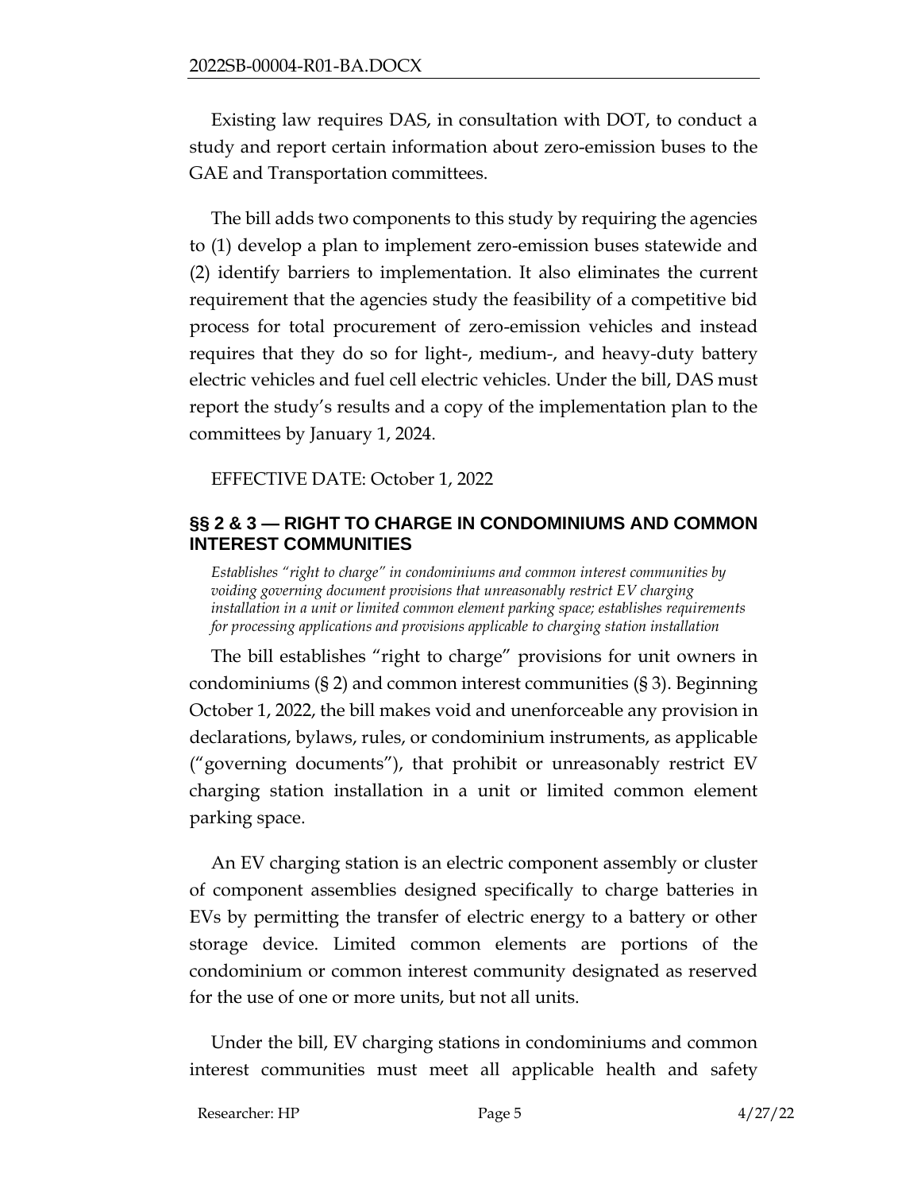Existing law requires DAS, in consultation with DOT, to conduct a study and report certain information about zero-emission buses to the GAE and Transportation committees.

The bill adds two components to this study by requiring the agencies to (1) develop a plan to implement zero-emission buses statewide and (2) identify barriers to implementation. It also eliminates the current requirement that the agencies study the feasibility of a competitive bid process for total procurement of zero-emission vehicles and instead requires that they do so for light-, medium-, and heavy-duty battery electric vehicles and fuel cell electric vehicles. Under the bill, DAS must report the study's results and a copy of the implementation plan to the committees by January 1, 2024.

EFFECTIVE DATE: October 1, 2022

## §§ 2 & 3 — RIGHT TO CHARGE IN CONDOMINIUMS AND COMMON INTEREST COMMUNITIES

*Establishes "right to charge" in condominiums and common interest communities by voiding governing document provisions that unreasonably restrict EV charging installation in a unit or limited common element parking space; establishes requirements for processing applications and provisions applicable to charging station installation*

The bill establishes "right to charge" provisions for unit owners in condominiums (§ 2) and common interest communities (§ 3). Beginning October 1, 2022, the bill makes void and unenforceable any provision in declarations, bylaws, rules, or condominium instruments, as applicable ("governing documents"), that prohibit or unreasonably restrict EV charging station installation in a unit or limited common element parking space.

An EV charging station is an electric component assembly or cluster of component assemblies designed specifically to charge batteries in EVs by permitting the transfer of electric energy to a battery or other storage device. Limited common elements are portions of the condominium or common interest community designated as reserved for the use of one or more units, but not all units.

Under the bill, EV charging stations in condominiums and common interest communities must meet all applicable health and safety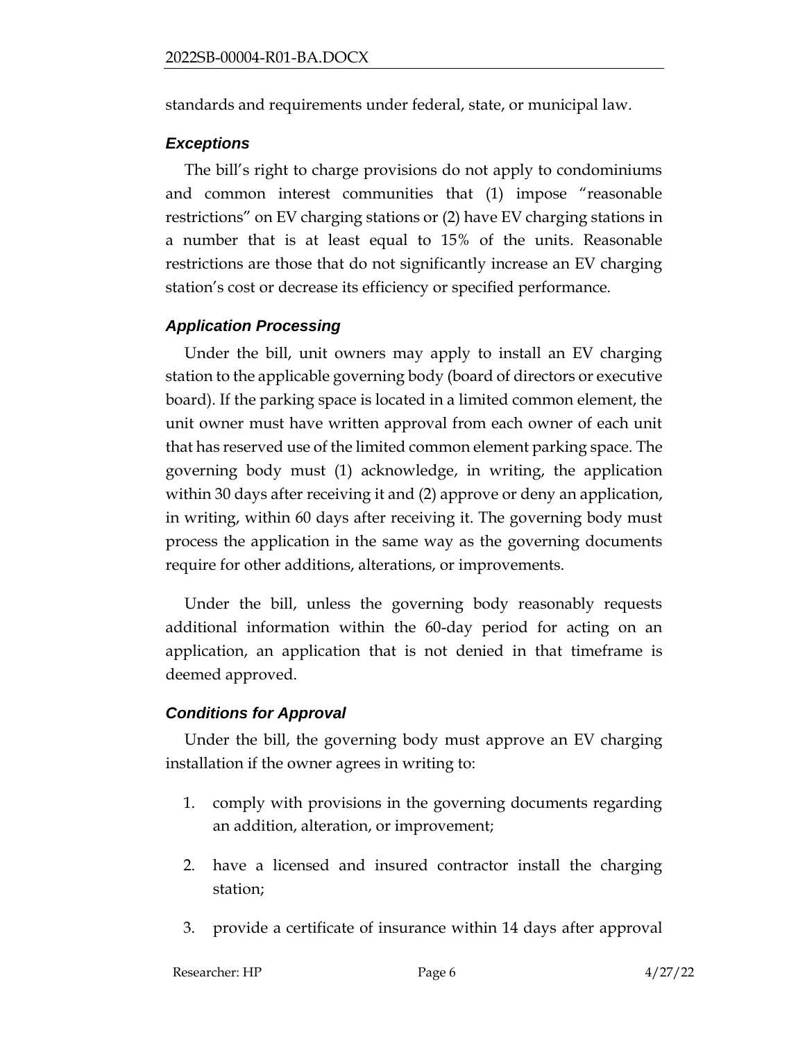standards and requirements under federal, state, or municipal law.

### *Exceptions*

The bill's right to charge provisions do not apply to condominiums and common interest communities that (1) impose "reasonable restrictions" on EV charging stations or (2) have EV charging stations in a number that is at least equal to 15% of the units. Reasonable restrictions are those that do not significantly increase an EV charging station's cost or decrease its efficiency or specified performance.

### *Application Processing*

Under the bill, unit owners may apply to install an EV charging station to the applicable governing body (board of directors or executive board). If the parking space is located in a limited common element, the unit owner must have written approval from each owner of each unit that has reserved use of the limited common element parking space. The governing body must (1) acknowledge, in writing, the application within 30 days after receiving it and (2) approve or deny an application, in writing, within 60 days after receiving it. The governing body must process the application in the same way as the governing documents require for other additions, alterations, or improvements.

Under the bill, unless the governing body reasonably requests additional information within the 60-day period for acting on an application, an application that is not denied in that timeframe is deemed approved.

### *Conditions for Approval*

Under the bill, the governing body must approve an EV charging installation if the owner agrees in writing to:

1. comply with provisions in the governing documents regarding an addition, alteration, or improvement;
2. have a licensed and insured contractor install the charging station;
3. provide a certificate of insurance within 14 days after approval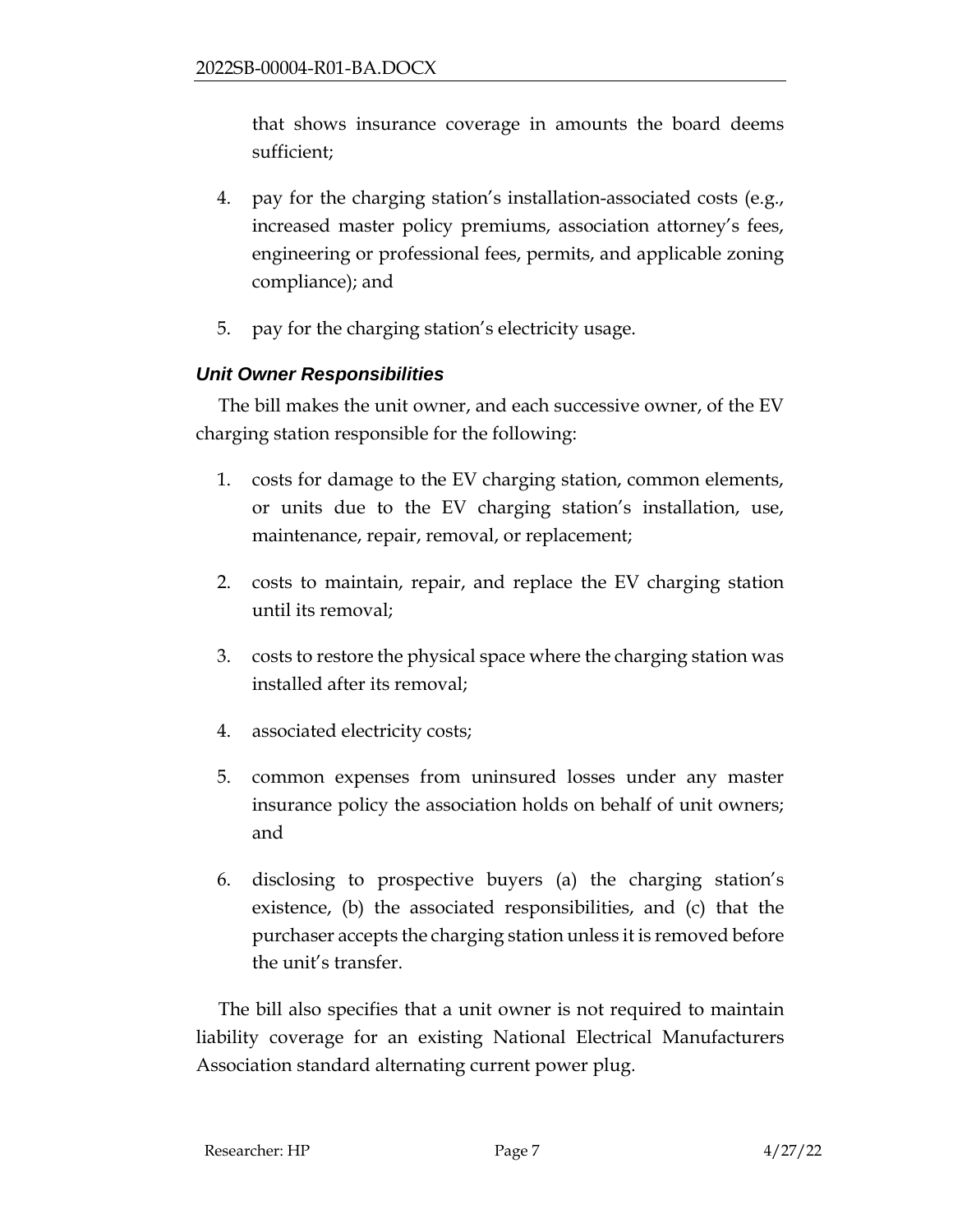that shows insurance coverage in amounts the board deems sufficient;

4. pay for the charging station's installation-associated costs (e.g., increased master policy premiums, association attorney's fees, engineering or professional fees, permits, and applicable zoning compliance); and

5. pay for the charging station's electricity usage.

### *Unit Owner Responsibilities*

The bill makes the unit owner, and each successive owner, of the EV charging station responsible for the following:

1. costs for damage to the EV charging station, common elements, or units due to the EV charging station's installation, use, maintenance, repair, removal, or replacement;

2. costs to maintain, repair, and replace the EV charging station until its removal;

3. costs to restore the physical space where the charging station was installed after its removal;

4. associated electricity costs;

5. common expenses from uninsured losses under any master insurance policy the association holds on behalf of unit owners; and

6. disclosing to prospective buyers (a) the charging station's existence, (b) the associated responsibilities, and (c) that the purchaser accepts the charging station unless it is removed before the unit's transfer.

The bill also specifies that a unit owner is not required to maintain liability coverage for an existing National Electrical Manufacturers Association standard alternating current power plug.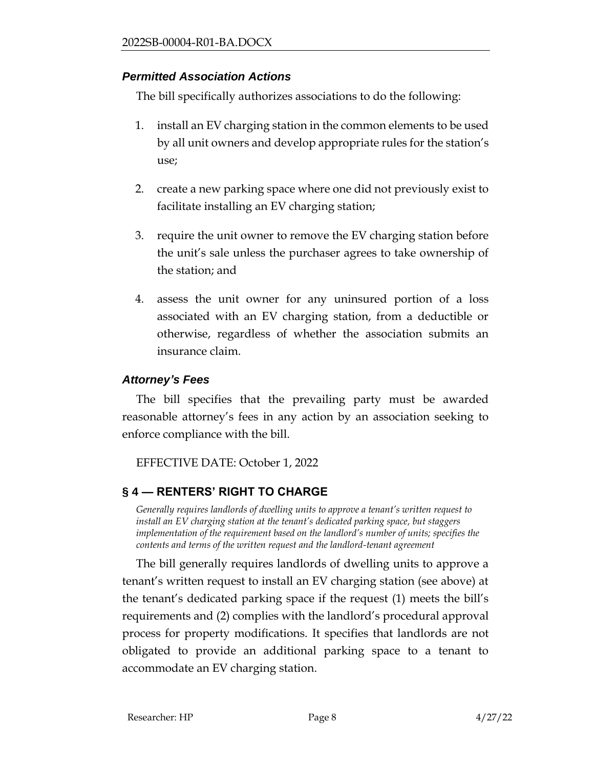### *Permitted Association Actions*

The bill specifically authorizes associations to do the following:

1. install an EV charging station in the common elements to be used by all unit owners and develop appropriate rules for the station's use;

2. create a new parking space where one did not previously exist to facilitate installing an EV charging station;

3. require the unit owner to remove the EV charging station before the unit's sale unless the purchaser agrees to take ownership of the station; and

4. assess the unit owner for any uninsured portion of a loss associated with an EV charging station, from a deductible or otherwise, regardless of whether the association submits an insurance claim.

### *Attorney's Fees*

The bill specifies that the prevailing party must be awarded reasonable attorney's fees in any action by an association seeking to enforce compliance with the bill.

EFFECTIVE DATE: October 1, 2022

## § 4 — RENTERS' RIGHT TO CHARGE

*Generally requires landlords of dwelling units to approve a tenant's written request to install an EV charging station at the tenant's dedicated parking space, but staggers implementation of the requirement based on the landlord's number of units; specifies the contents and terms of the written request and the landlord-tenant agreement*

The bill generally requires landlords of dwelling units to approve a tenant's written request to install an EV charging station (see above) at the tenant's dedicated parking space if the request (1) meets the bill's requirements and (2) complies with the landlord's procedural approval process for property modifications. It specifies that landlords are not obligated to provide an additional parking space to a tenant to accommodate an EV charging station.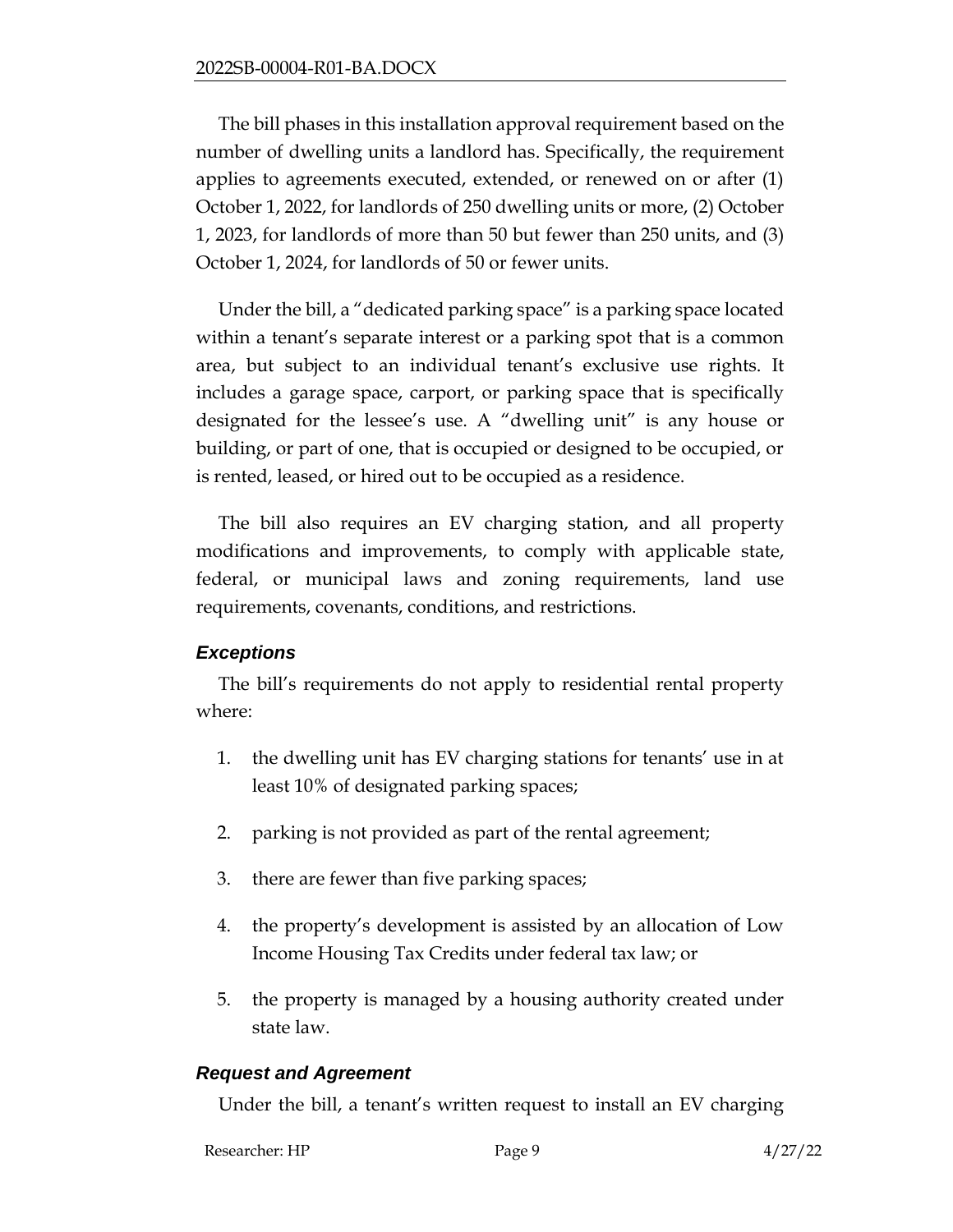The bill phases in this installation approval requirement based on the number of dwelling units a landlord has. Specifically, the requirement applies to agreements executed, extended, or renewed on or after (1) October 1, 2022, for landlords of 250 dwelling units or more, (2) October 1, 2023, for landlords of more than 50 but fewer than 250 units, and (3) October 1, 2024, for landlords of 50 or fewer units.

Under the bill, a "dedicated parking space" is a parking space located within a tenant's separate interest or a parking spot that is a common area, but subject to an individual tenant's exclusive use rights. It includes a garage space, carport, or parking space that is specifically designated for the lessee's use. A "dwelling unit" is any house or building, or part of one, that is occupied or designed to be occupied, or is rented, leased, or hired out to be occupied as a residence.

The bill also requires an EV charging station, and all property modifications and improvements, to comply with applicable state, federal, or municipal laws and zoning requirements, land use requirements, covenants, conditions, and restrictions.

### *Exceptions*

The bill's requirements do not apply to residential rental property where:

1. the dwelling unit has EV charging stations for tenants' use in at least 10% of designated parking spaces;
2. parking is not provided as part of the rental agreement;
3. there are fewer than five parking spaces;
4. the property's development is assisted by an allocation of Low Income Housing Tax Credits under federal tax law; or
5. the property is managed by a housing authority created under state law.

### *Request and Agreement*

Under the bill, a tenant's written request to install an EV charging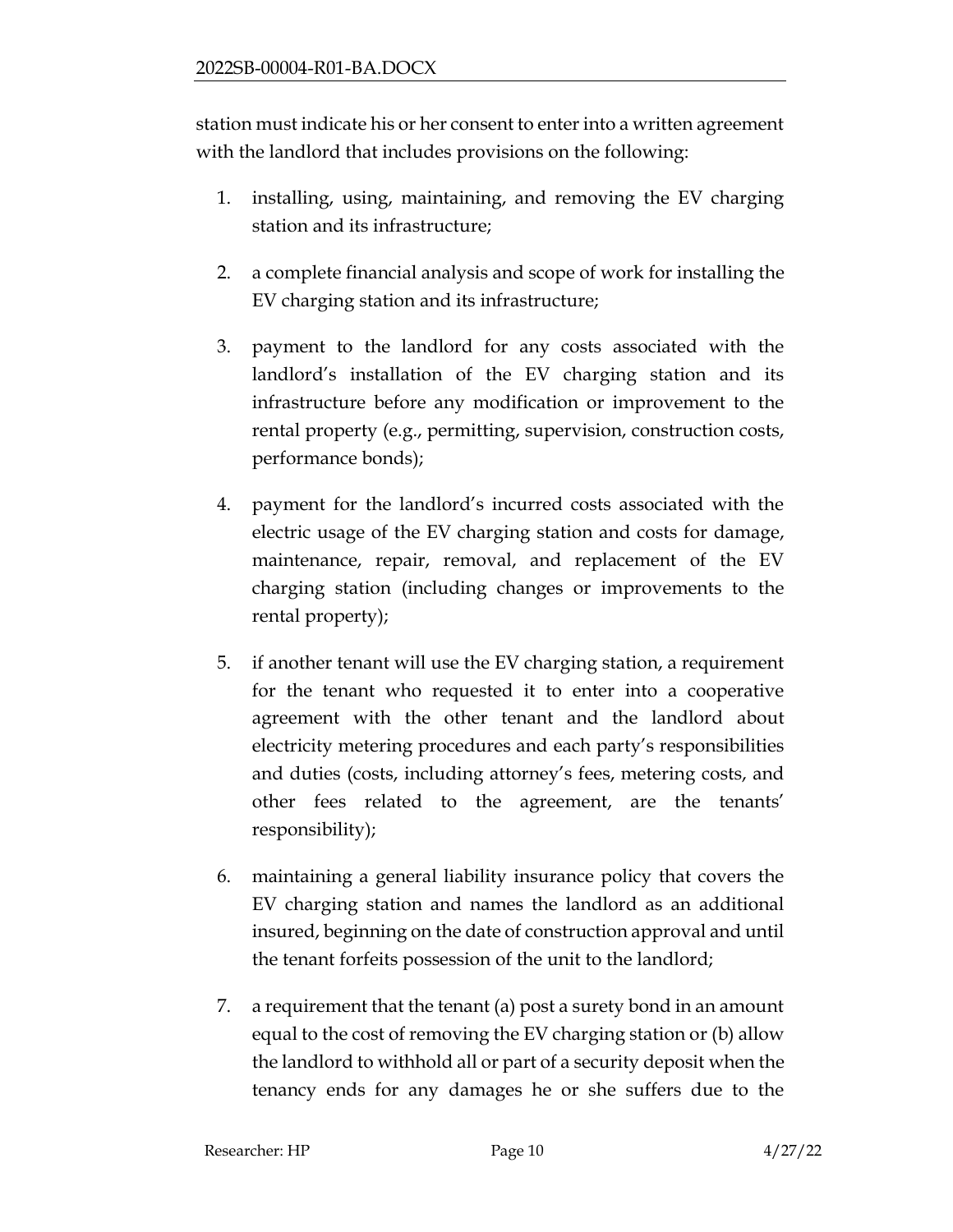station must indicate his or her consent to enter into a written agreement with the landlord that includes provisions on the following:

1. installing, using, maintaining, and removing the EV charging station and its infrastructure;

2. a complete financial analysis and scope of work for installing the EV charging station and its infrastructure;

3. payment to the landlord for any costs associated with the landlord's installation of the EV charging station and its infrastructure before any modification or improvement to the rental property (e.g., permitting, supervision, construction costs, performance bonds);

4. payment for the landlord's incurred costs associated with the electric usage of the EV charging station and costs for damage, maintenance, repair, removal, and replacement of the EV charging station (including changes or improvements to the rental property);

5. if another tenant will use the EV charging station, a requirement for the tenant who requested it to enter into a cooperative agreement with the other tenant and the landlord about electricity metering procedures and each party's responsibilities and duties (costs, including attorney's fees, metering costs, and other fees related to the agreement, are the tenants' responsibility);

6. maintaining a general liability insurance policy that covers the EV charging station and names the landlord as an additional insured, beginning on the date of construction approval and until the tenant forfeits possession of the unit to the landlord;

7. a requirement that the tenant (a) post a surety bond in an amount equal to the cost of removing the EV charging station or (b) allow the landlord to withhold all or part of a security deposit when the tenancy ends for any damages he or she suffers due to the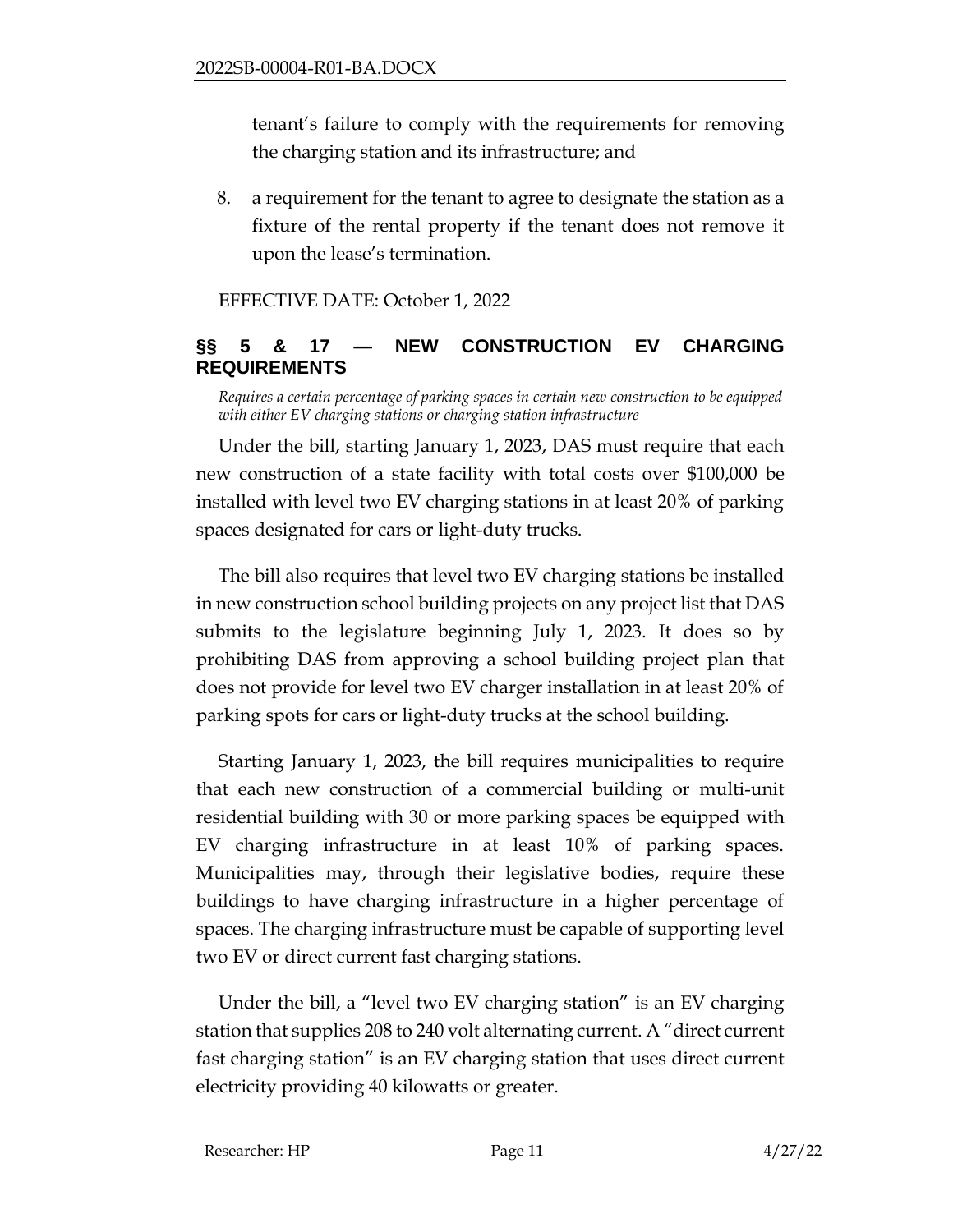tenant's failure to comply with the requirements for removing the charging station and its infrastructure; and

8. a requirement for the tenant to agree to designate the station as a fixture of the rental property if the tenant does not remove it upon the lease's termination.

EFFECTIVE DATE: October 1, 2022

## §§ 5 & 17 — NEW CONSTRUCTION EV CHARGING REQUIREMENTS

*Requires a certain percentage of parking spaces in certain new construction to be equipped with either EV charging stations or charging station infrastructure*

Under the bill, starting January 1, 2023, DAS must require that each new construction of a state facility with total costs over $100,000 be installed with level two EV charging stations in at least 20% of parking spaces designated for cars or light-duty trucks.

The bill also requires that level two EV charging stations be installed in new construction school building projects on any project list that DAS submits to the legislature beginning July 1, 2023. It does so by prohibiting DAS from approving a school building project plan that does not provide for level two EV charger installation in at least 20% of parking spots for cars or light-duty trucks at the school building.

Starting January 1, 2023, the bill requires municipalities to require that each new construction of a commercial building or multi-unit residential building with 30 or more parking spaces be equipped with EV charging infrastructure in at least 10% of parking spaces. Municipalities may, through their legislative bodies, require these buildings to have charging infrastructure in a higher percentage of spaces. The charging infrastructure must be capable of supporting level two EV or direct current fast charging stations.

Under the bill, a "level two EV charging station" is an EV charging station that supplies 208 to 240 volt alternating current. A "direct current fast charging station" is an EV charging station that uses direct current electricity providing 40 kilowatts or greater.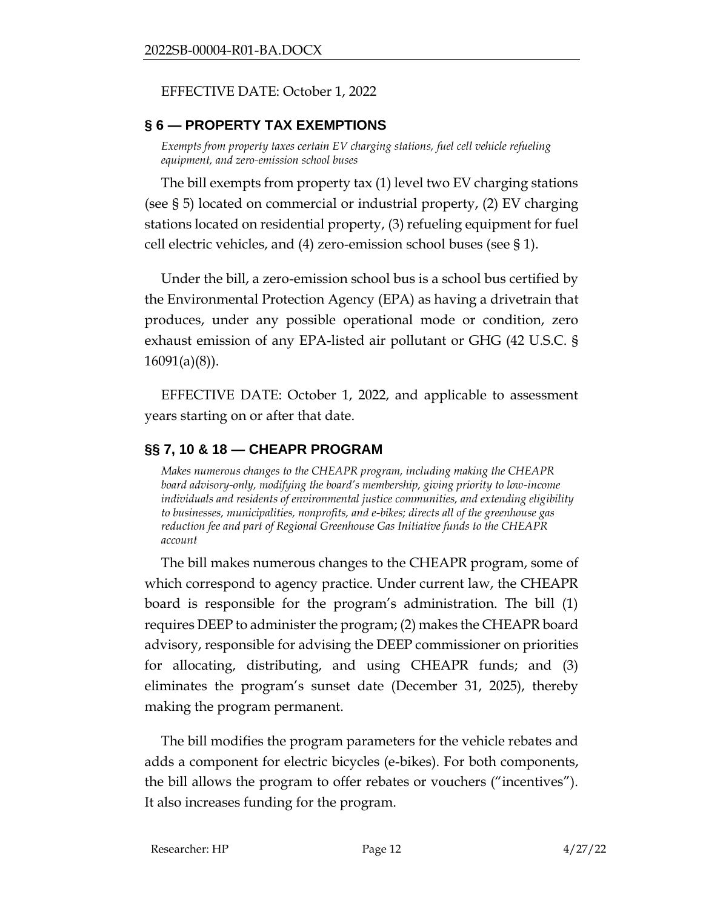EFFECTIVE DATE: October 1, 2022

## § 6 — PROPERTY TAX EXEMPTIONS

*Exempts from property taxes certain EV charging stations, fuel cell vehicle refueling equipment, and zero-emission school buses*

The bill exempts from property tax (1) level two EV charging stations (see § 5) located on commercial or industrial property, (2) EV charging stations located on residential property, (3) refueling equipment for fuel cell electric vehicles, and (4) zero-emission school buses (see § 1).

Under the bill, a zero-emission school bus is a school bus certified by the Environmental Protection Agency (EPA) as having a drivetrain that produces, under any possible operational mode or condition, zero exhaust emission of any EPA-listed air pollutant or GHG (42 U.S.C. § 16091(a)(8)).

EFFECTIVE DATE: October 1, 2022, and applicable to assessment years starting on or after that date.

## §§ 7, 10 & 18 — CHEAPR PROGRAM

*Makes numerous changes to the CHEAPR program, including making the CHEAPR board advisory-only, modifying the board's membership, giving priority to low-income individuals and residents of environmental justice communities, and extending eligibility to businesses, municipalities, nonprofits, and e-bikes; directs all of the greenhouse gas reduction fee and part of Regional Greenhouse Gas Initiative funds to the CHEAPR account*

The bill makes numerous changes to the CHEAPR program, some of which correspond to agency practice. Under current law, the CHEAPR board is responsible for the program's administration. The bill (1) requires DEEP to administer the program; (2) makes the CHEAPR board advisory, responsible for advising the DEEP commissioner on priorities for allocating, distributing, and using CHEAPR funds; and (3) eliminates the program's sunset date (December 31, 2025), thereby making the program permanent.

The bill modifies the program parameters for the vehicle rebates and adds a component for electric bicycles (e-bikes). For both components, the bill allows the program to offer rebates or vouchers ("incentives"). It also increases funding for the program.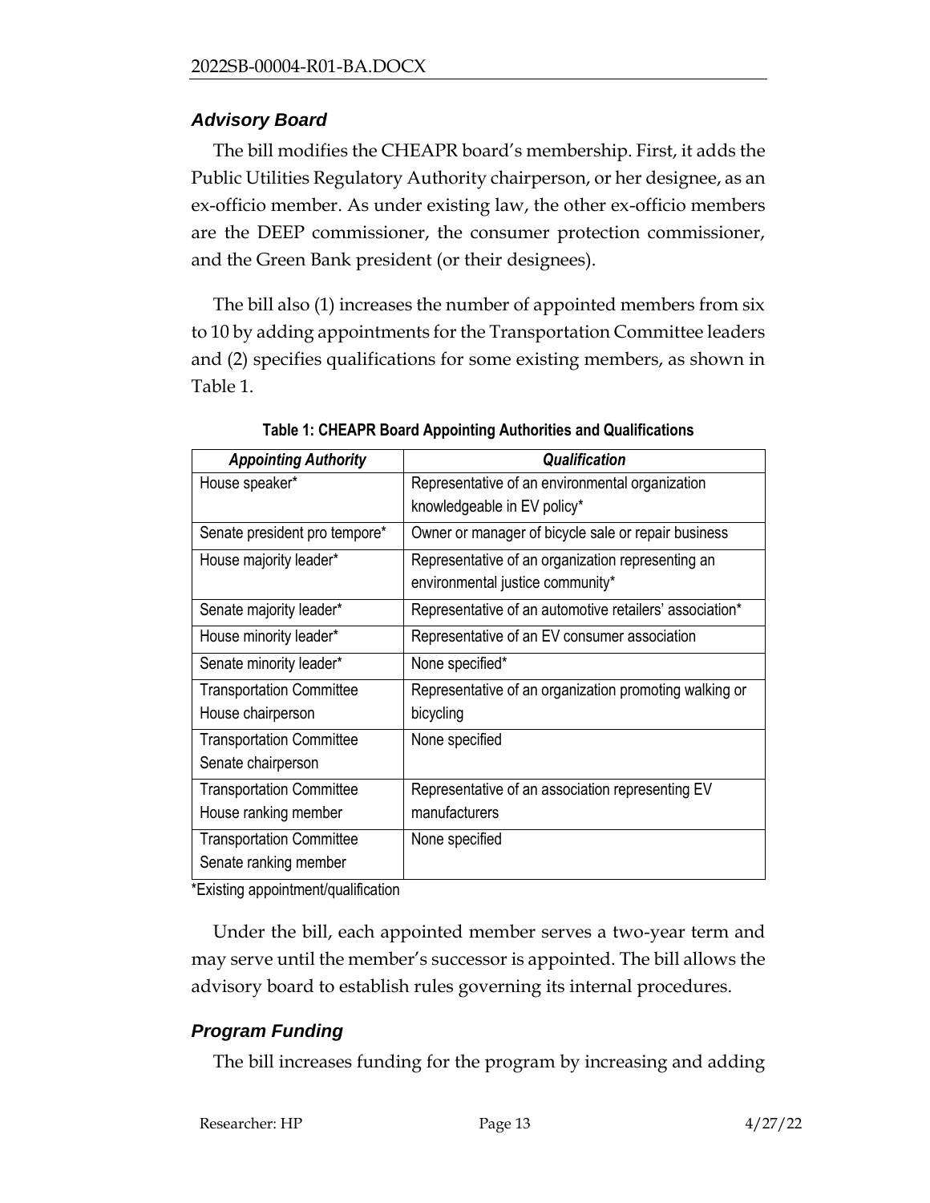### *Advisory Board*

The bill modifies the CHEAPR board's membership. First, it adds the Public Utilities Regulatory Authority chairperson, or her designee, as an ex-officio member. As under existing law, the other ex-officio members are the DEEP commissioner, the consumer protection commissioner, and the Green Bank president (or their designees).

The bill also (1) increases the number of appointed members from six to 10 by adding appointments for the Transportation Committee leaders and (2) specifies qualifications for some existing members, as shown in Table 1.

**Table 1: CHEAPR Board Appointing Authorities and Qualifications**

| *Appointing Authority* | *Qualification* |
|---|---|
| House speaker* | Representative of an environmental organization knowledgeable in EV policy* |
| Senate president pro tempore* | Owner or manager of bicycle sale or repair business |
| House majority leader* | Representative of an organization representing an environmental justice community* |
| Senate majority leader* | Representative of an automotive retailers' association* |
| House minority leader* | Representative of an EV consumer association |
| Senate minority leader* | None specified* |
| Transportation Committee House chairperson | Representative of an organization promoting walking or bicycling |
| Transportation Committee Senate chairperson | None specified |
| Transportation Committee House ranking member | Representative of an association representing EV manufacturers |
| Transportation Committee Senate ranking member | None specified |

*Existing appointment/qualification

Under the bill, each appointed member serves a two-year term and may serve until the member's successor is appointed. The bill allows the advisory board to establish rules governing its internal procedures.

### *Program Funding*

The bill increases funding for the program by increasing and adding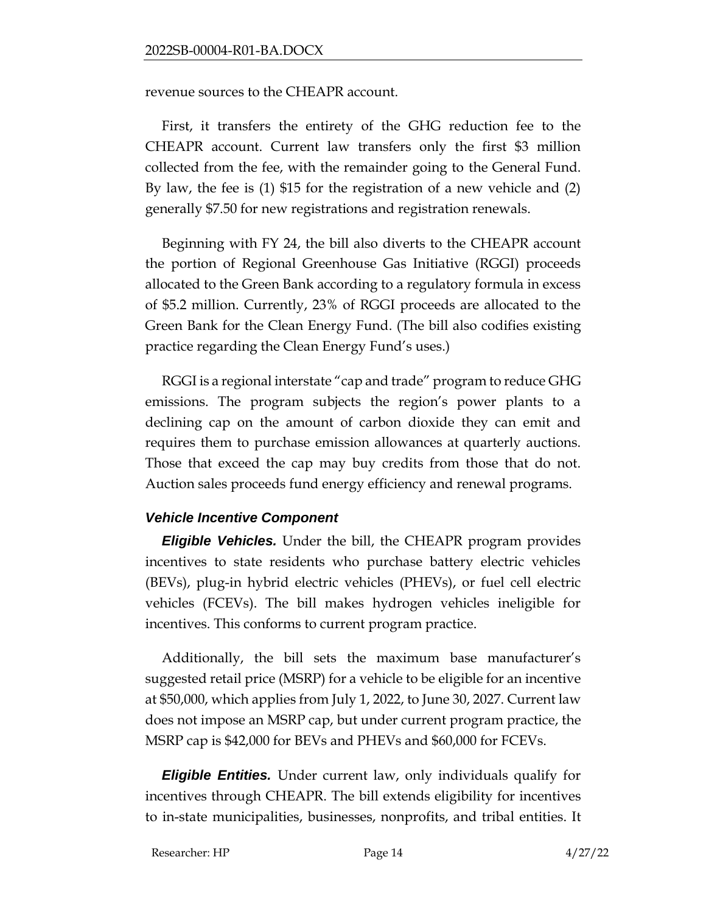revenue sources to the CHEAPR account.

First, it transfers the entirety of the GHG reduction fee to the CHEAPR account. Current law transfers only the first $3 million collected from the fee, with the remainder going to the General Fund. By law, the fee is (1) $15 for the registration of a new vehicle and (2) generally $7.50 for new registrations and registration renewals.

Beginning with FY 24, the bill also diverts to the CHEAPR account the portion of Regional Greenhouse Gas Initiative (RGGI) proceeds allocated to the Green Bank according to a regulatory formula in excess of $5.2 million. Currently, 23% of RGGI proceeds are allocated to the Green Bank for the Clean Energy Fund. (The bill also codifies existing practice regarding the Clean Energy Fund's uses.)

RGGI is a regional interstate "cap and trade" program to reduce GHG emissions. The program subjects the region's power plants to a declining cap on the amount of carbon dioxide they can emit and requires them to purchase emission allowances at quarterly auctions. Those that exceed the cap may buy credits from those that do not. Auction sales proceeds fund energy efficiency and renewal programs.

### *Vehicle Incentive Component*

***Eligible Vehicles.*** Under the bill, the CHEAPR program provides incentives to state residents who purchase battery electric vehicles (BEVs), plug-in hybrid electric vehicles (PHEVs), or fuel cell electric vehicles (FCEVs). The bill makes hydrogen vehicles ineligible for incentives. This conforms to current program practice.

Additionally, the bill sets the maximum base manufacturer's suggested retail price (MSRP) for a vehicle to be eligible for an incentive at $50,000, which applies from July 1, 2022, to June 30, 2027. Current law does not impose an MSRP cap, but under current program practice, the MSRP cap is $42,000 for BEVs and PHEVs and $60,000 for FCEVs.

***Eligible Entities.*** Under current law, only individuals qualify for incentives through CHEAPR. The bill extends eligibility for incentives to in-state municipalities, businesses, nonprofits, and tribal entities. It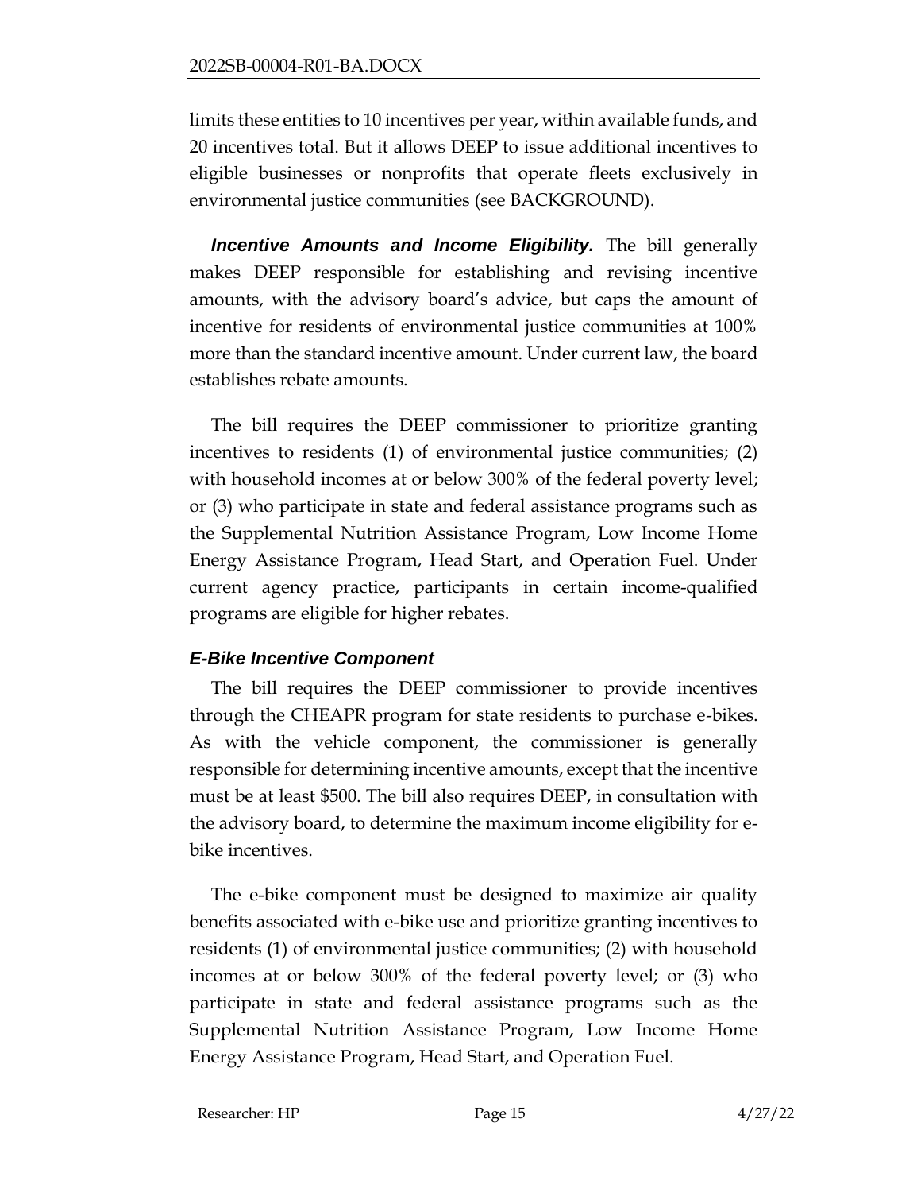limits these entities to 10 incentives per year, within available funds, and 20 incentives total. But it allows DEEP to issue additional incentives to eligible businesses or nonprofits that operate fleets exclusively in environmental justice communities (see BACKGROUND).

***Incentive Amounts and Income Eligibility.*** The bill generally makes DEEP responsible for establishing and revising incentive amounts, with the advisory board's advice, but caps the amount of incentive for residents of environmental justice communities at 100% more than the standard incentive amount. Under current law, the board establishes rebate amounts.

The bill requires the DEEP commissioner to prioritize granting incentives to residents (1) of environmental justice communities; (2) with household incomes at or below 300% of the federal poverty level; or (3) who participate in state and federal assistance programs such as the Supplemental Nutrition Assistance Program, Low Income Home Energy Assistance Program, Head Start, and Operation Fuel. Under current agency practice, participants in certain income-qualified programs are eligible for higher rebates.

### *E-Bike Incentive Component*

The bill requires the DEEP commissioner to provide incentives through the CHEAPR program for state residents to purchase e-bikes. As with the vehicle component, the commissioner is generally responsible for determining incentive amounts, except that the incentive must be at least $500. The bill also requires DEEP, in consultation with the advisory board, to determine the maximum income eligibility for e-bike incentives.

The e-bike component must be designed to maximize air quality benefits associated with e-bike use and prioritize granting incentives to residents (1) of environmental justice communities; (2) with household incomes at or below 300% of the federal poverty level; or (3) who participate in state and federal assistance programs such as the Supplemental Nutrition Assistance Program, Low Income Home Energy Assistance Program, Head Start, and Operation Fuel.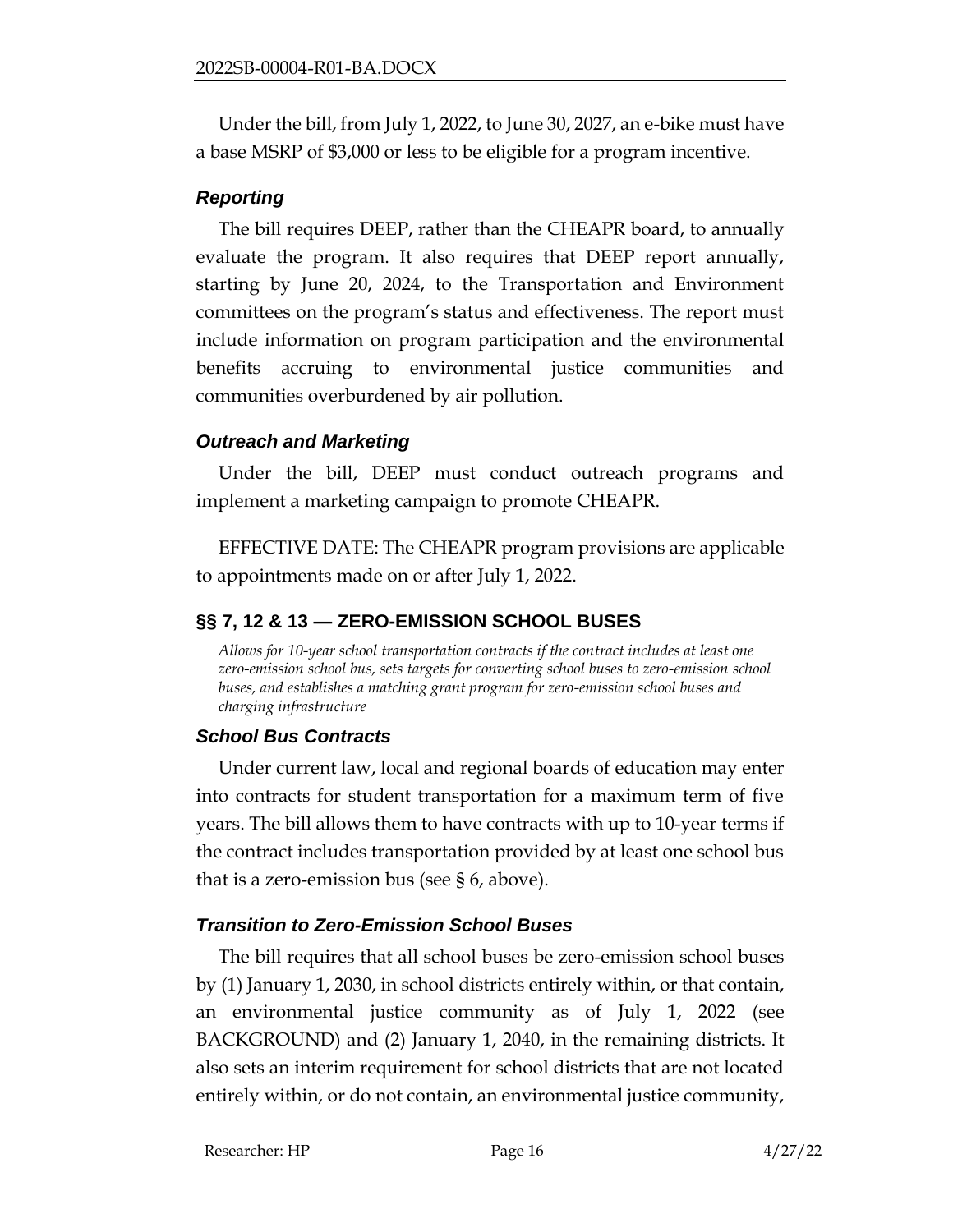Under the bill, from July 1, 2022, to June 30, 2027, an e-bike must have a base MSRP of $3,000 or less to be eligible for a program incentive.

### *Reporting*

The bill requires DEEP, rather than the CHEAPR board, to annually evaluate the program. It also requires that DEEP report annually, starting by June 20, 2024, to the Transportation and Environment committees on the program's status and effectiveness. The report must include information on program participation and the environmental benefits accruing to environmental justice communities and communities overburdened by air pollution.

### *Outreach and Marketing*

Under the bill, DEEP must conduct outreach programs and implement a marketing campaign to promote CHEAPR.

EFFECTIVE DATE: The CHEAPR program provisions are applicable to appointments made on or after July 1, 2022.

## §§ 7, 12 & 13 — ZERO-EMISSION SCHOOL BUSES

*Allows for 10-year school transportation contracts if the contract includes at least one zero-emission school bus, sets targets for converting school buses to zero-emission school buses, and establishes a matching grant program for zero-emission school buses and charging infrastructure*

### *School Bus Contracts*

Under current law, local and regional boards of education may enter into contracts for student transportation for a maximum term of five years. The bill allows them to have contracts with up to 10-year terms if the contract includes transportation provided by at least one school bus that is a zero-emission bus (see § 6, above).

### *Transition to Zero-Emission School Buses*

The bill requires that all school buses be zero-emission school buses by (1) January 1, 2030, in school districts entirely within, or that contain, an environmental justice community as of July 1, 2022 (see BACKGROUND) and (2) January 1, 2040, in the remaining districts. It also sets an interim requirement for school districts that are not located entirely within, or do not contain, an environmental justice community,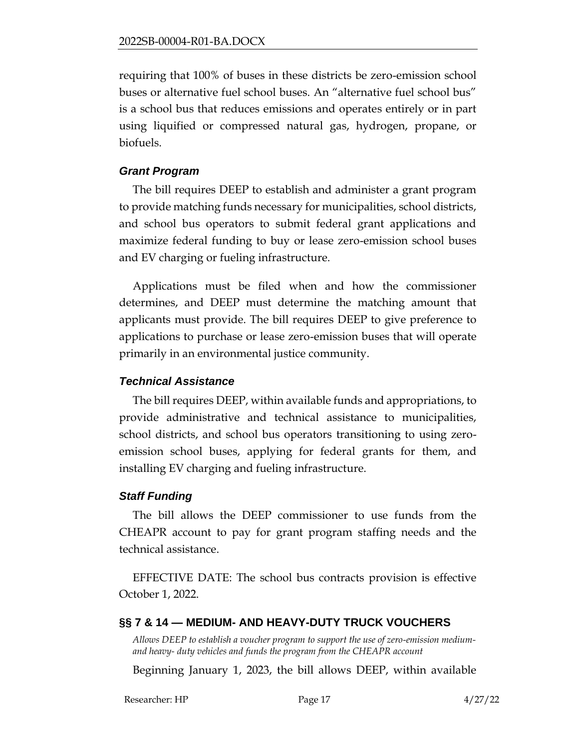requiring that 100% of buses in these districts be zero-emission school buses or alternative fuel school buses. An "alternative fuel school bus" is a school bus that reduces emissions and operates entirely or in part using liquified or compressed natural gas, hydrogen, propane, or biofuels.

### *Grant Program*

The bill requires DEEP to establish and administer a grant program to provide matching funds necessary for municipalities, school districts, and school bus operators to submit federal grant applications and maximize federal funding to buy or lease zero-emission school buses and EV charging or fueling infrastructure.

Applications must be filed when and how the commissioner determines, and DEEP must determine the matching amount that applicants must provide. The bill requires DEEP to give preference to applications to purchase or lease zero-emission buses that will operate primarily in an environmental justice community.

### *Technical Assistance*

The bill requires DEEP, within available funds and appropriations, to provide administrative and technical assistance to municipalities, school districts, and school bus operators transitioning to using zero-emission school buses, applying for federal grants for them, and installing EV charging and fueling infrastructure.

### *Staff Funding*

The bill allows the DEEP commissioner to use funds from the CHEAPR account to pay for grant program staffing needs and the technical assistance.

EFFECTIVE DATE: The school bus contracts provision is effective October 1, 2022.

## §§ 7 & 14 — MEDIUM- AND HEAVY-DUTY TRUCK VOUCHERS

*Allows DEEP to establish a voucher program to support the use of zero-emission medium- and heavy- duty vehicles and funds the program from the CHEAPR account*

Beginning January 1, 2023, the bill allows DEEP, within available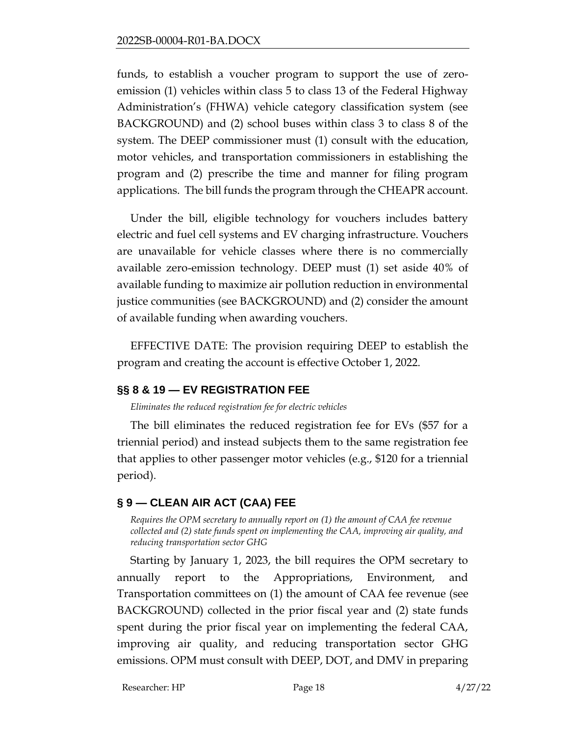funds, to establish a voucher program to support the use of zero-emission (1) vehicles within class 5 to class 13 of the Federal Highway Administration's (FHWA) vehicle category classification system (see BACKGROUND) and (2) school buses within class 3 to class 8 of the system. The DEEP commissioner must (1) consult with the education, motor vehicles, and transportation commissioners in establishing the program and (2) prescribe the time and manner for filing program applications. The bill funds the program through the CHEAPR account.

Under the bill, eligible technology for vouchers includes battery electric and fuel cell systems and EV charging infrastructure. Vouchers are unavailable for vehicle classes where there is no commercially available zero-emission technology. DEEP must (1) set aside 40% of available funding to maximize air pollution reduction in environmental justice communities (see BACKGROUND) and (2) consider the amount of available funding when awarding vouchers.

EFFECTIVE DATE: The provision requiring DEEP to establish the program and creating the account is effective October 1, 2022.

## §§ 8 & 19 — EV REGISTRATION FEE

*Eliminates the reduced registration fee for electric vehicles*

The bill eliminates the reduced registration fee for EVs ($57 for a triennial period) and instead subjects them to the same registration fee that applies to other passenger motor vehicles (e.g., $120 for a triennial period).

## § 9 — CLEAN AIR ACT (CAA) FEE

*Requires the OPM secretary to annually report on (1) the amount of CAA fee revenue collected and (2) state funds spent on implementing the CAA, improving air quality, and reducing transportation sector GHG*

Starting by January 1, 2023, the bill requires the OPM secretary to annually report to the Appropriations, Environment, and Transportation committees on (1) the amount of CAA fee revenue (see BACKGROUND) collected in the prior fiscal year and (2) state funds spent during the prior fiscal year on implementing the federal CAA, improving air quality, and reducing transportation sector GHG emissions. OPM must consult with DEEP, DOT, and DMV in preparing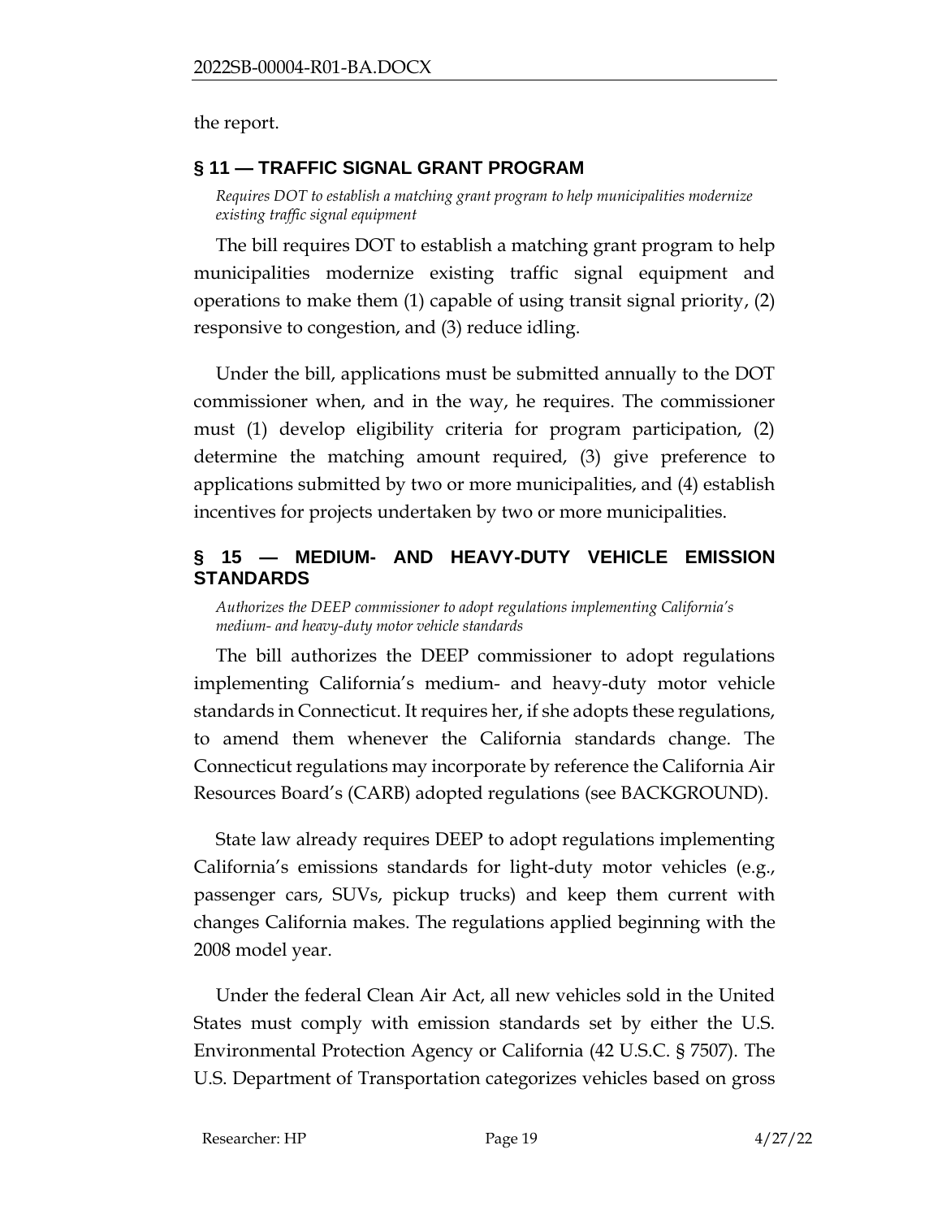the report.

## § 11 — TRAFFIC SIGNAL GRANT PROGRAM

*Requires DOT to establish a matching grant program to help municipalities modernize existing traffic signal equipment*

The bill requires DOT to establish a matching grant program to help municipalities modernize existing traffic signal equipment and operations to make them (1) capable of using transit signal priority, (2) responsive to congestion, and (3) reduce idling.

Under the bill, applications must be submitted annually to the DOT commissioner when, and in the way, he requires. The commissioner must (1) develop eligibility criteria for program participation, (2) determine the matching amount required, (3) give preference to applications submitted by two or more municipalities, and (4) establish incentives for projects undertaken by two or more municipalities.

## § 15 — MEDIUM- AND HEAVY-DUTY VEHICLE EMISSION STANDARDS

*Authorizes the DEEP commissioner to adopt regulations implementing California's medium- and heavy-duty motor vehicle standards*

The bill authorizes the DEEP commissioner to adopt regulations implementing California's medium- and heavy-duty motor vehicle standards in Connecticut. It requires her, if she adopts these regulations, to amend them whenever the California standards change. The Connecticut regulations may incorporate by reference the California Air Resources Board's (CARB) adopted regulations (see BACKGROUND).

State law already requires DEEP to adopt regulations implementing California's emissions standards for light-duty motor vehicles (e.g., passenger cars, SUVs, pickup trucks) and keep them current with changes California makes. The regulations applied beginning with the 2008 model year.

Under the federal Clean Air Act, all new vehicles sold in the United States must comply with emission standards set by either the U.S. Environmental Protection Agency or California (42 U.S.C. § 7507). The U.S. Department of Transportation categorizes vehicles based on gross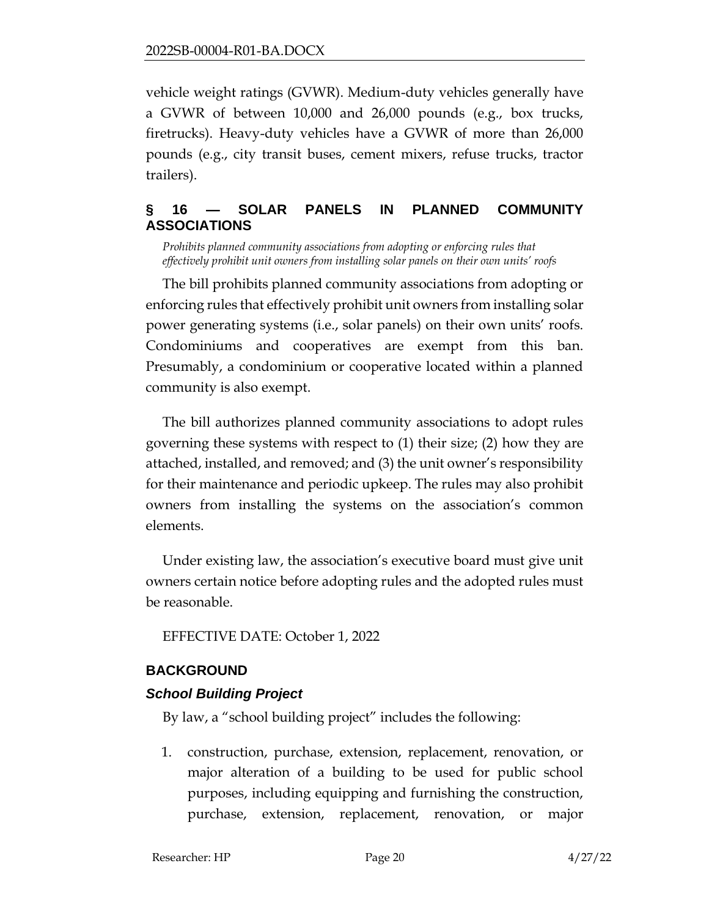vehicle weight ratings (GVWR). Medium-duty vehicles generally have a GVWR of between 10,000 and 26,000 pounds (e.g., box trucks, firetrucks). Heavy-duty vehicles have a GVWR of more than 26,000 pounds (e.g., city transit buses, cement mixers, refuse trucks, tractor trailers).

## § 16 — SOLAR PANELS IN PLANNED COMMUNITY ASSOCIATIONS

*Prohibits planned community associations from adopting or enforcing rules that effectively prohibit unit owners from installing solar panels on their own units' roofs*

The bill prohibits planned community associations from adopting or enforcing rules that effectively prohibit unit owners from installing solar power generating systems (i.e., solar panels) on their own units' roofs. Condominiums and cooperatives are exempt from this ban. Presumably, a condominium or cooperative located within a planned community is also exempt.

The bill authorizes planned community associations to adopt rules governing these systems with respect to (1) their size; (2) how they are attached, installed, and removed; and (3) the unit owner's responsibility for their maintenance and periodic upkeep. The rules may also prohibit owners from installing the systems on the association's common elements.

Under existing law, the association's executive board must give unit owners certain notice before adopting rules and the adopted rules must be reasonable.

EFFECTIVE DATE: October 1, 2022

## BACKGROUND

### *School Building Project*

By law, a "school building project" includes the following:

1. construction, purchase, extension, replacement, renovation, or major alteration of a building to be used for public school purposes, including equipping and furnishing the construction, purchase, extension, replacement, renovation, or major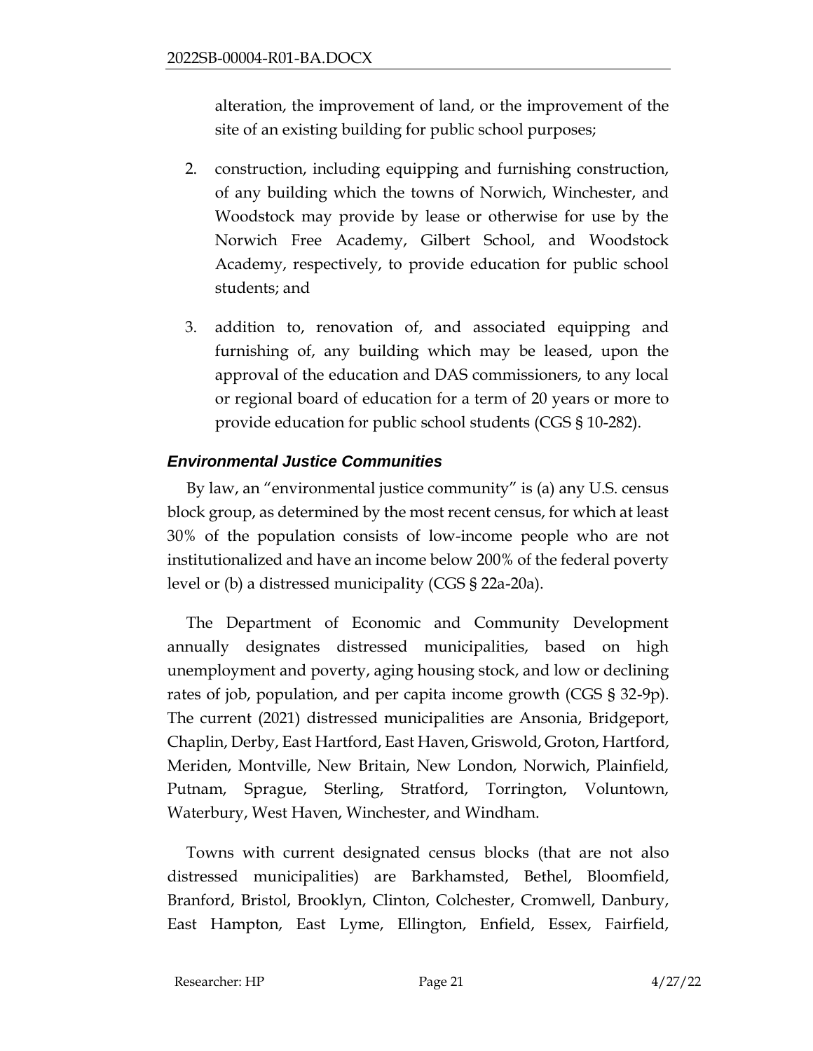alteration, the improvement of land, or the improvement of the site of an existing building for public school purposes;

2. construction, including equipping and furnishing construction, of any building which the towns of Norwich, Winchester, and Woodstock may provide by lease or otherwise for use by the Norwich Free Academy, Gilbert School, and Woodstock Academy, respectively, to provide education for public school students; and

3. addition to, renovation of, and associated equipping and furnishing of, any building which may be leased, upon the approval of the education and DAS commissioners, to any local or regional board of education for a term of 20 years or more to provide education for public school students (CGS § 10-282).

### *Environmental Justice Communities*

By law, an "environmental justice community" is (a) any U.S. census block group, as determined by the most recent census, for which at least 30% of the population consists of low-income people who are not institutionalized and have an income below 200% of the federal poverty level or (b) a distressed municipality (CGS § 22a-20a).

The Department of Economic and Community Development annually designates distressed municipalities, based on high unemployment and poverty, aging housing stock, and low or declining rates of job, population, and per capita income growth (CGS § 32-9p). The current (2021) distressed municipalities are Ansonia, Bridgeport, Chaplin, Derby, East Hartford, East Haven, Griswold, Groton, Hartford, Meriden, Montville, New Britain, New London, Norwich, Plainfield, Putnam, Sprague, Sterling, Stratford, Torrington, Voluntown, Waterbury, West Haven, Winchester, and Windham.

Towns with current designated census blocks (that are not also distressed municipalities) are Barkhamsted, Bethel, Bloomfield, Branford, Bristol, Brooklyn, Clinton, Colchester, Cromwell, Danbury, East Hampton, East Lyme, Ellington, Enfield, Essex, Fairfield,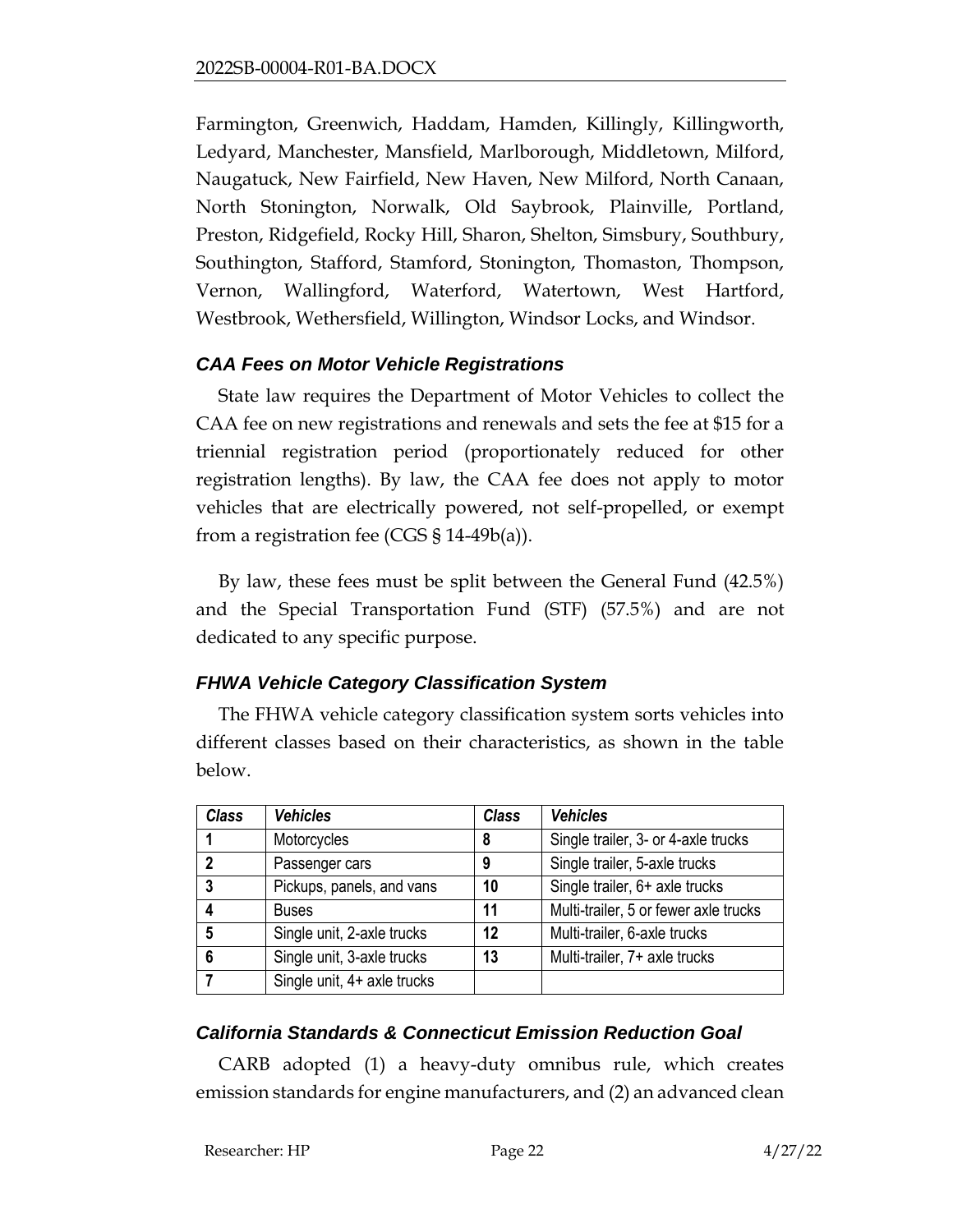Farmington, Greenwich, Haddam, Hamden, Killingly, Killingworth, Ledyard, Manchester, Mansfield, Marlborough, Middletown, Milford, Naugatuck, New Fairfield, New Haven, New Milford, North Canaan, North Stonington, Norwalk, Old Saybrook, Plainville, Portland, Preston, Ridgefield, Rocky Hill, Sharon, Shelton, Simsbury, Southbury, Southington, Stafford, Stamford, Stonington, Thomaston, Thompson, Vernon, Wallingford, Waterford, Watertown, West Hartford, Westbrook, Wethersfield, Willington, Windsor Locks, and Windsor.

### *CAA Fees on Motor Vehicle Registrations*

State law requires the Department of Motor Vehicles to collect the CAA fee on new registrations and renewals and sets the fee at $15 for a triennial registration period (proportionately reduced for other registration lengths). By law, the CAA fee does not apply to motor vehicles that are electrically powered, not self-propelled, or exempt from a registration fee (CGS § 14-49b(a)).

By law, these fees must be split between the General Fund (42.5%) and the Special Transportation Fund (STF) (57.5%) and are not dedicated to any specific purpose.

### *FHWA Vehicle Category Classification System*

The FHWA vehicle category classification system sorts vehicles into different classes based on their characteristics, as shown in the table below.

| ***Class*** | ***Vehicles*** | ***Class*** | ***Vehicles*** |
|---|---|---|---|
| **1** | Motorcycles | **8** | Single trailer, 3- or 4-axle trucks |
| **2** | Passenger cars | **9** | Single trailer, 5-axle trucks |
| **3** | Pickups, panels, and vans | **10** | Single trailer, 6+ axle trucks |
| **4** | Buses | **11** | Multi-trailer, 5 or fewer axle trucks |
| **5** | Single unit, 2-axle trucks | **12** | Multi-trailer, 6-axle trucks |
| **6** | Single unit, 3-axle trucks | **13** | Multi-trailer, 7+ axle trucks |
| **7** | Single unit, 4+ axle trucks | | |

### *California Standards & Connecticut Emission Reduction Goal*

CARB adopted (1) a heavy-duty omnibus rule, which creates emission standards for engine manufacturers, and (2) an advanced clean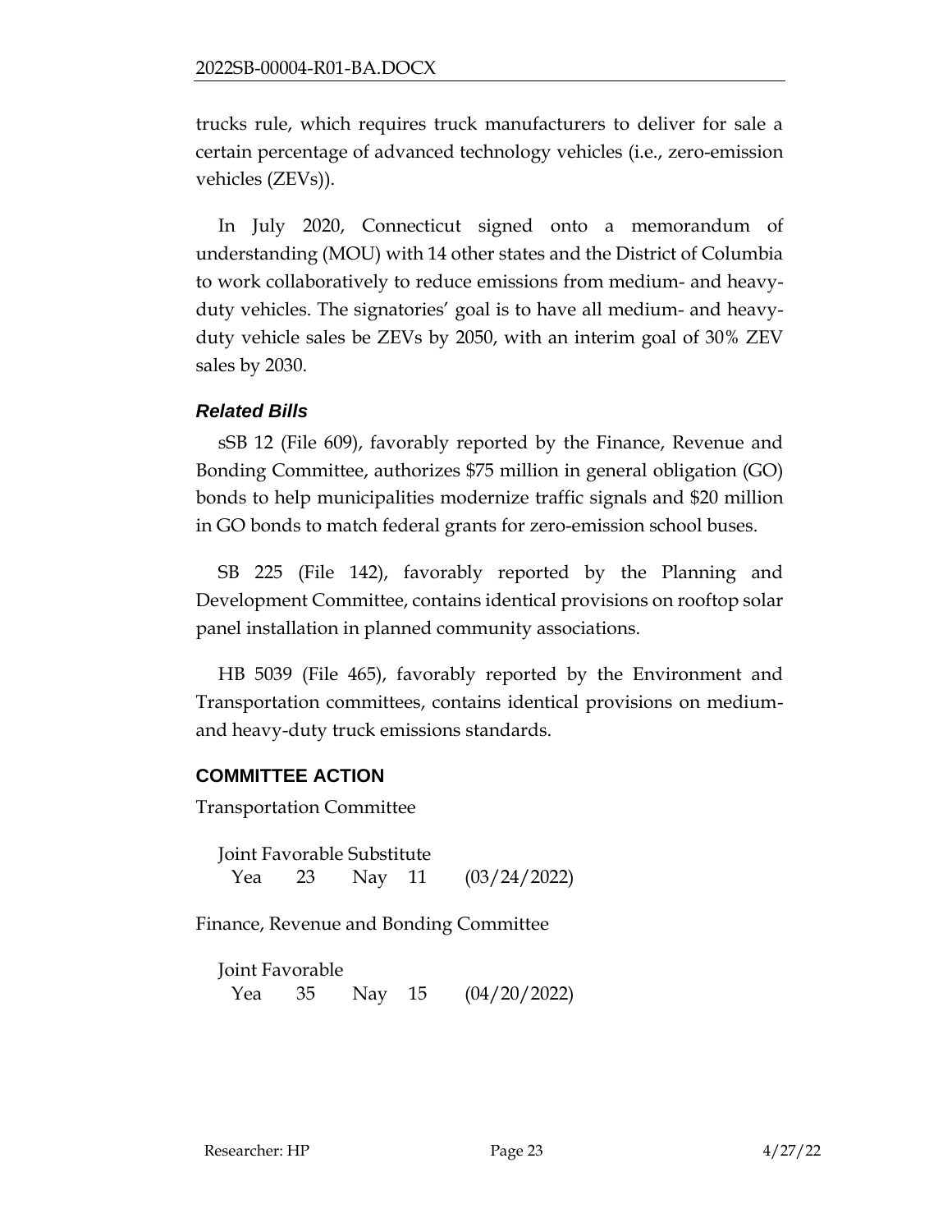trucks rule, which requires truck manufacturers to deliver for sale a certain percentage of advanced technology vehicles (i.e., zero-emission vehicles (ZEVs)).

In July 2020, Connecticut signed onto a memorandum of understanding (MOU) with 14 other states and the District of Columbia to work collaboratively to reduce emissions from medium- and heavy-duty vehicles. The signatories' goal is to have all medium- and heavy-duty vehicle sales be ZEVs by 2050, with an interim goal of 30% ZEV sales by 2030.

### *Related Bills*

sSB 12 (File 609), favorably reported by the Finance, Revenue and Bonding Committee, authorizes $75 million in general obligation (GO) bonds to help municipalities modernize traffic signals and $20 million in GO bonds to match federal grants for zero-emission school buses.

SB 225 (File 142), favorably reported by the Planning and Development Committee, contains identical provisions on rooftop solar panel installation in planned community associations.

HB 5039 (File 465), favorably reported by the Environment and Transportation committees, contains identical provisions on medium- and heavy-duty truck emissions standards.

## COMMITTEE ACTION

Transportation Committee

Joint Favorable Substitute
Yea 23 Nay 11 (03/24/2022)

Finance, Revenue and Bonding Committee

Joint Favorable
Yea 35 Nay 15 (04/20/2022)